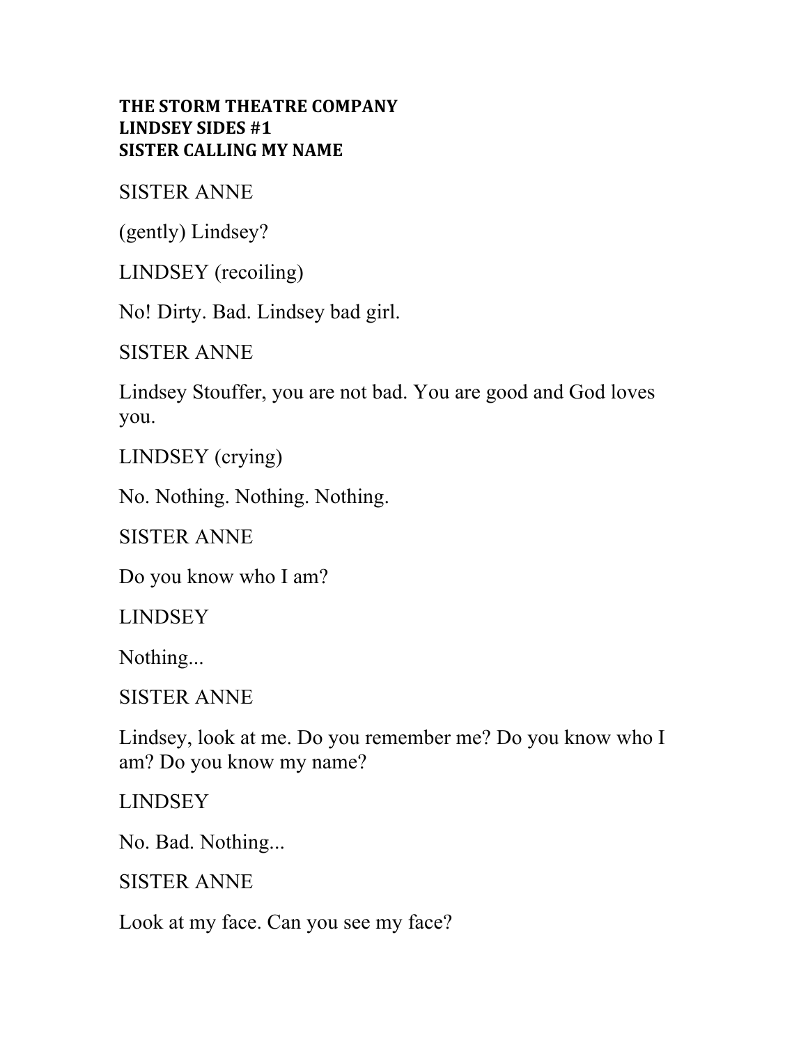**THE STORM THEATRE COMPANY**
**LINDSEY SIDES #1**
**SISTER CALLING MY NAME**

SISTER ANNE

(gently) Lindsey?

LINDSEY (recoiling)

No! Dirty. Bad. Lindsey bad girl.

SISTER ANNE

Lindsey Stouffer, you are not bad. You are good and God loves you.

LINDSEY (crying)

No. Nothing. Nothing. Nothing.

SISTER ANNE

Do you know who I am?

LINDSEY

Nothing...

SISTER ANNE

Lindsey, look at me. Do you remember me? Do you know who I am? Do you know my name?

LINDSEY

No. Bad. Nothing...

SISTER ANNE

Look at my face. Can you see my face?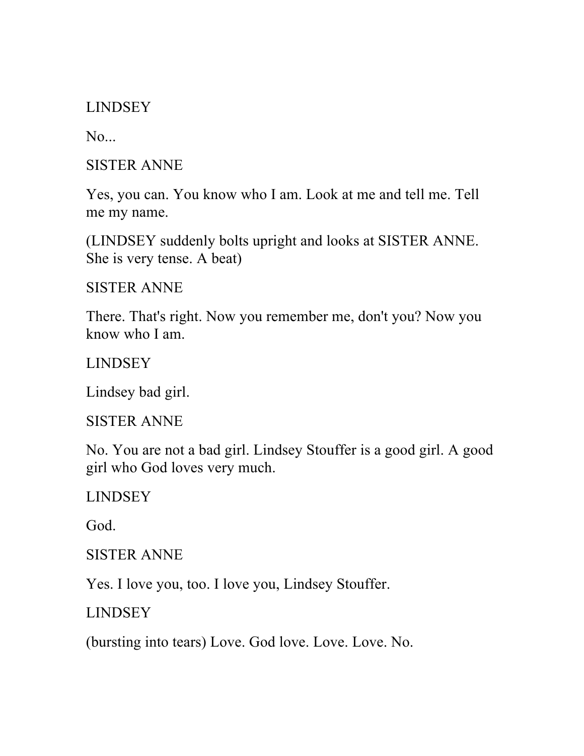LINDSEY

No...

SISTER ANNE

Yes, you can. You know who I am. Look at me and tell me. Tell me my name.

(LINDSEY suddenly bolts upright and looks at SISTER ANNE. She is very tense. A beat)

SISTER ANNE

There. That's right. Now you remember me, don't you? Now you know who I am.

LINDSEY

Lindsey bad girl.

SISTER ANNE

No. You are not a bad girl. Lindsey Stouffer is a good girl. A good girl who God loves very much.

LINDSEY

God.

SISTER ANNE

Yes. I love you, too. I love you, Lindsey Stouffer.

LINDSEY

(bursting into tears) Love. God love. Love. Love. No.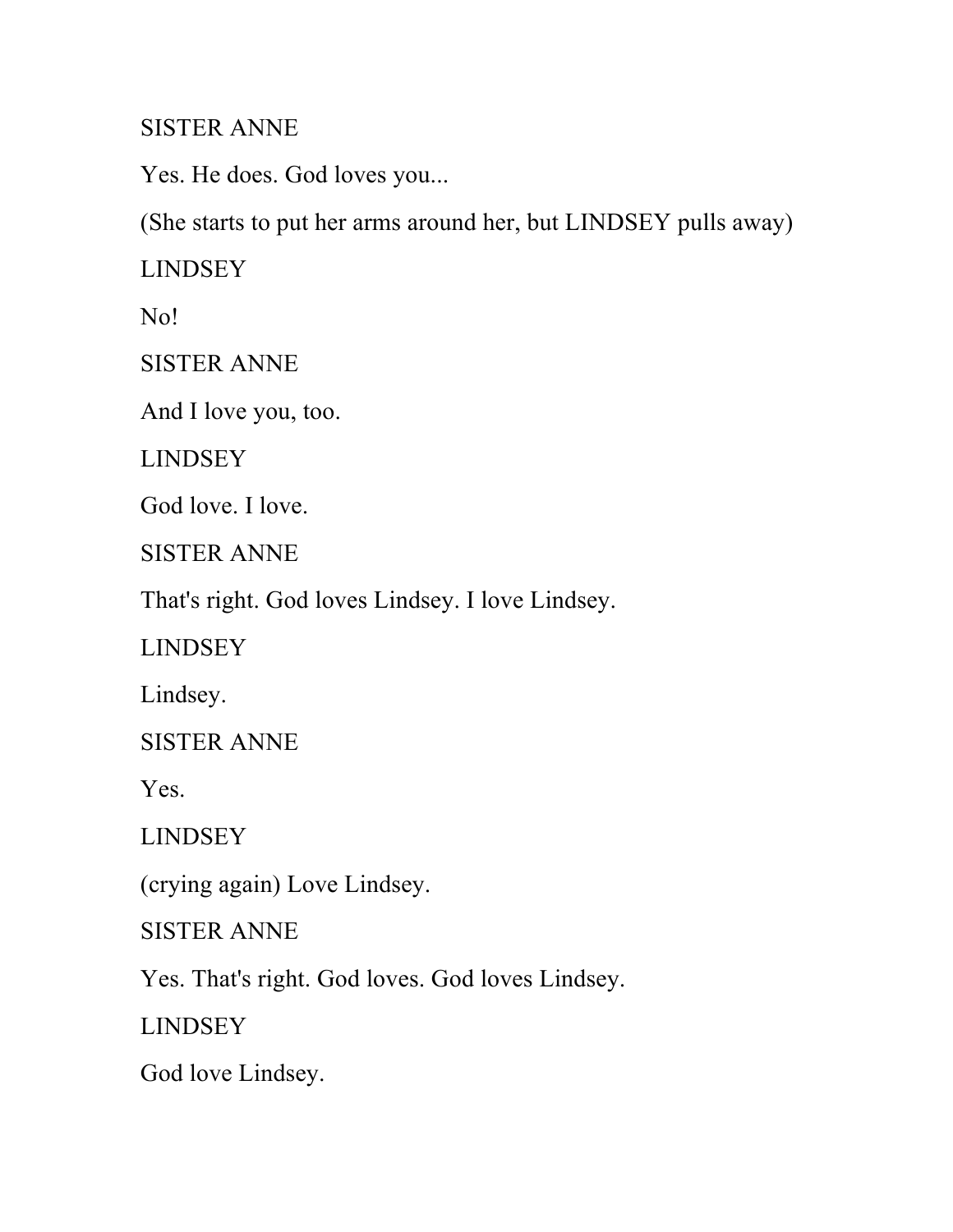SISTER ANNE

Yes. He does. God loves you...

(She starts to put her arms around her, but LINDSEY pulls away)

LINDSEY

No!

SISTER ANNE

And I love you, too.

LINDSEY

God love. I love.

SISTER ANNE

That's right. God loves Lindsey. I love Lindsey.

LINDSEY

Lindsey.

SISTER ANNE

Yes.

LINDSEY

(crying again) Love Lindsey.

SISTER ANNE

Yes. That's right. God loves. God loves Lindsey.

LINDSEY

God love Lindsey.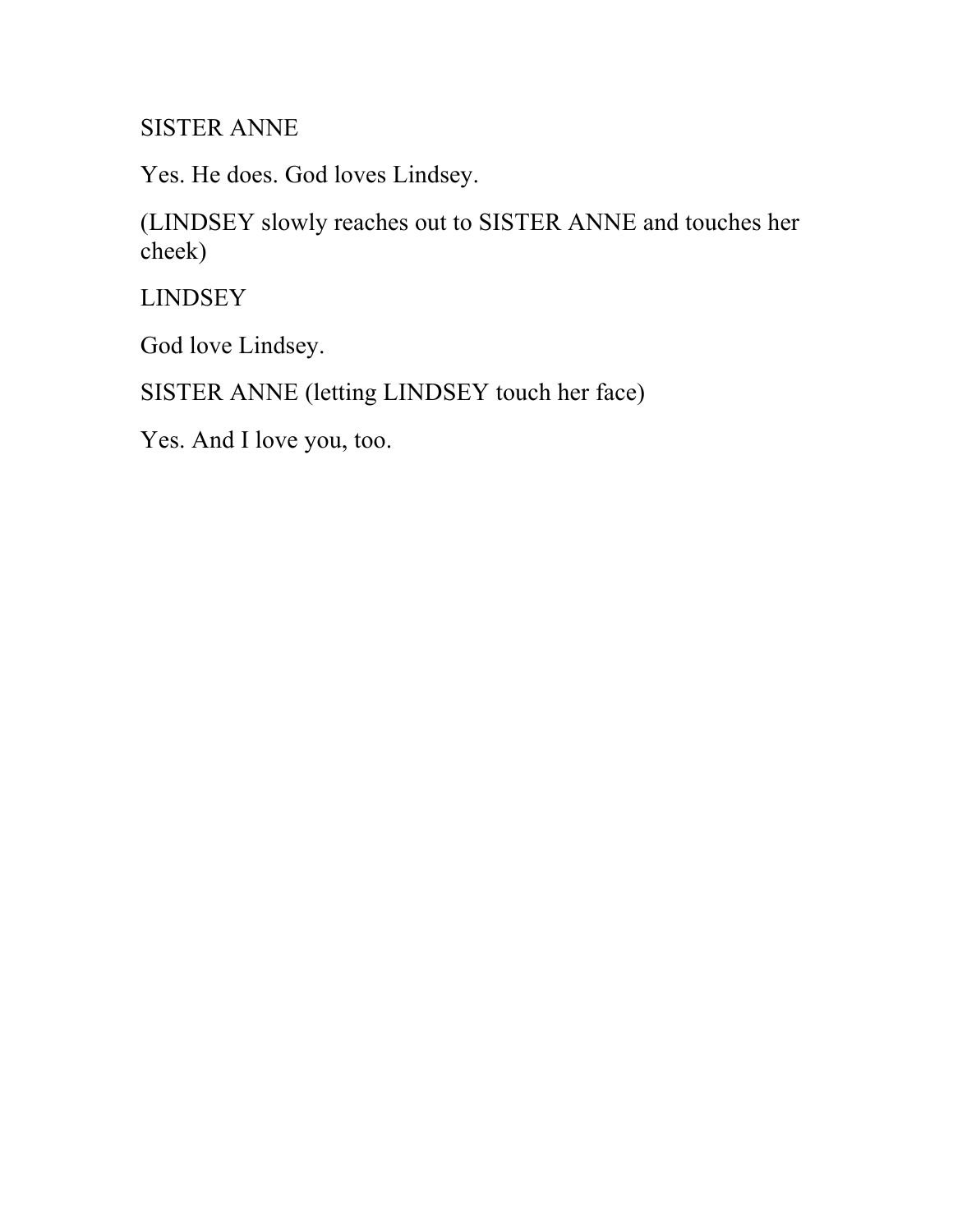SISTER ANNE

Yes. He does. God loves Lindsey.

(LINDSEY slowly reaches out to SISTER ANNE and touches her cheek)

LINDSEY

God love Lindsey.

SISTER ANNE (letting LINDSEY touch her face)

Yes. And I love you, too.